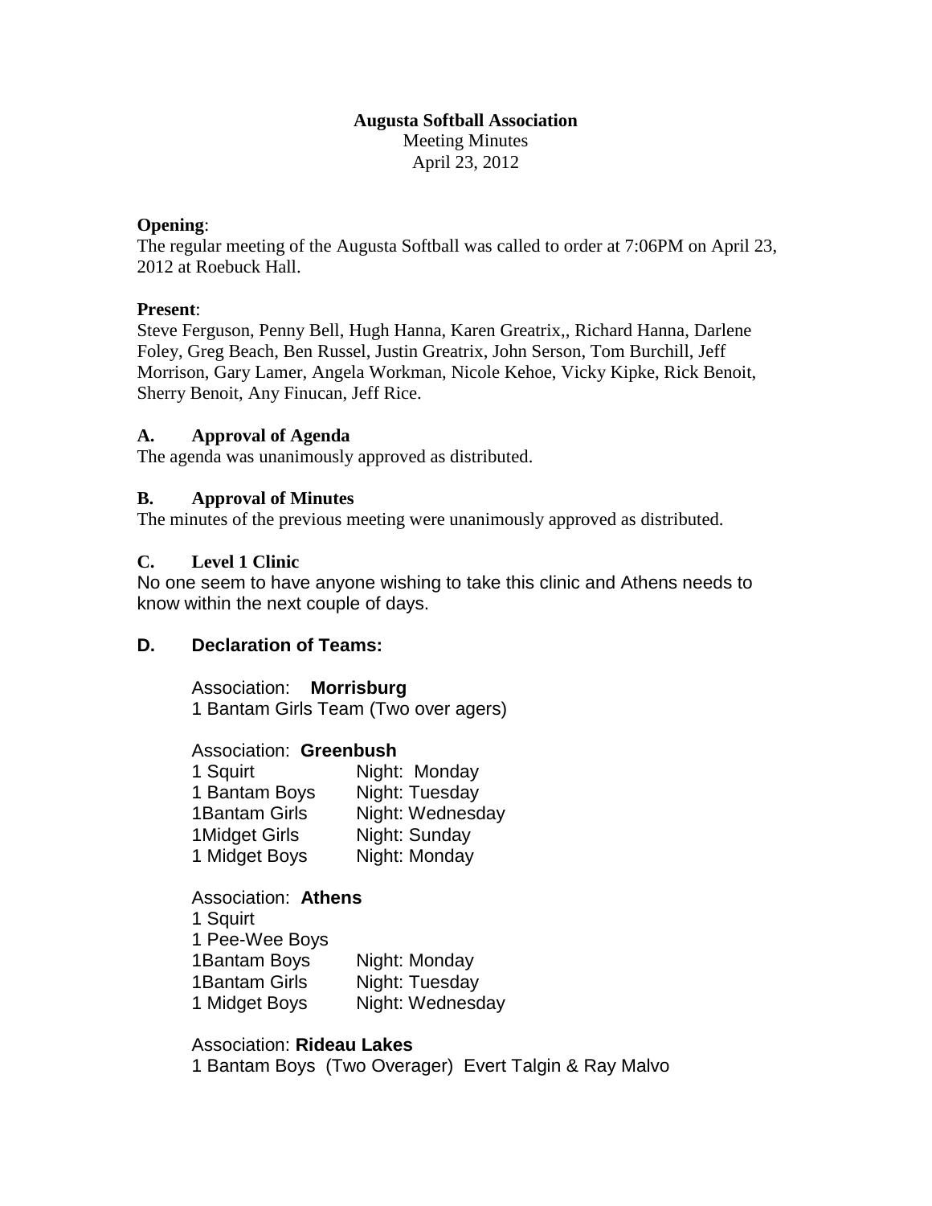**Augusta Softball Association**
Meeting Minutes
April 23, 2012

**Opening**:
The regular meeting of the Augusta Softball was called to order at 7:06PM on April 23, 2012 at Roebuck Hall.

**Present**:
Steve Ferguson, Penny Bell, Hugh Hanna, Karen Greatrix,, Richard Hanna, Darlene Foley, Greg Beach, Ben Russel, Justin Greatrix, John Serson, Tom Burchill, Jeff Morrison, Gary Lamer, Angela Workman, Nicole Kehoe, Vicky Kipke, Rick Benoit, Sherry Benoit, Any Finucan, Jeff Rice.

### A. Approval of Agenda

The agenda was unanimously approved as distributed.

### B. Approval of Minutes

The minutes of the previous meeting were unanimously approved as distributed.

### C. Level 1 Clinic

No one seem to have anyone wishing to take this clinic and Athens needs to know within the next couple of days.

### D. Declaration of Teams:

Association: **Morrisburg**
1 Bantam Girls Team (Two over agers)

Association: **Greenbush**

| | |
|---|---|
| 1 Squirt | Night: Monday |
| 1 Bantam Boys | Night: Tuesday |
| 1Bantam Girls | Night: Wednesday |
| 1Midget Girls | Night: Sunday |
| 1 Midget Boys | Night: Monday |

Association: **Athens**

| | |
|---|---|
| 1 Squirt | |
| 1 Pee-Wee Boys | |
| 1Bantam Boys | Night: Monday |
| 1Bantam Girls | Night: Tuesday |
| 1 Midget Boys | Night: Wednesday |

Association: **Rideau Lakes**
1 Bantam Boys (Two Overager) Evert Talgin & Ray Malvo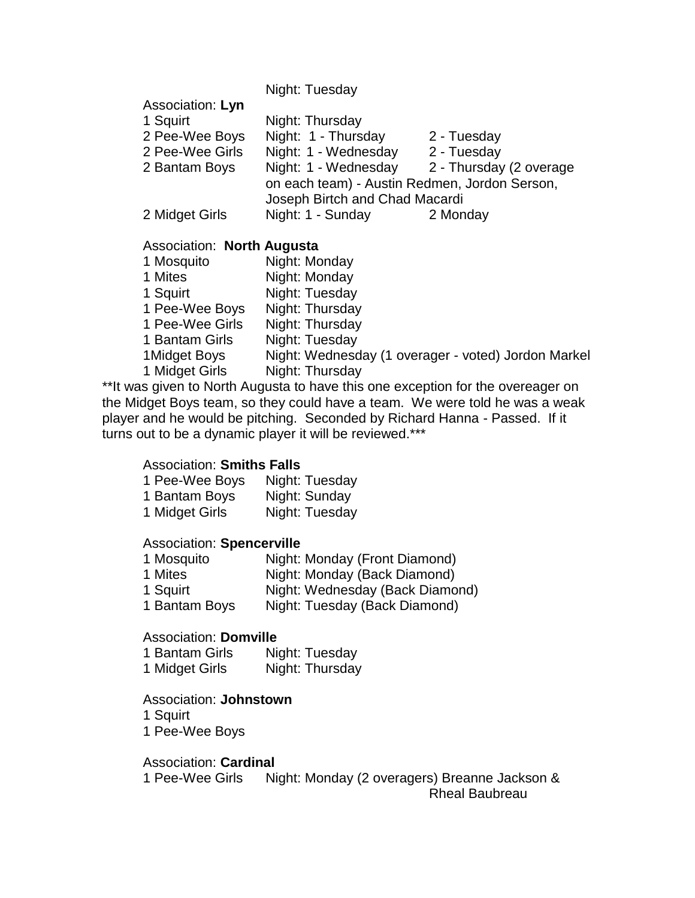Night: Tuesday

Association: **Lyn**

1 Squirt Night: Thursday
2 Pee-Wee Boys Night: 1 - Thursday 2 - Tuesday
2 Pee-Wee Girls Night: 1 - Wednesday 2 - Tuesday
2 Bantam Boys Night: 1 - Wednesday 2 - Thursday (2 overage on each team) - Austin Redmen, Jordon Serson, Joseph Birtch and Chad Macardi
2 Midget Girls Night: 1 - Sunday 2 Monday

Association: **North Augusta**

1 Mosquito Night: Monday
1 Mites Night: Monday
1 Squirt Night: Tuesday
1 Pee-Wee Boys Night: Thursday
1 Pee-Wee Girls Night: Thursday
1 Bantam Girls Night: Tuesday
1Midget Boys Night: Wednesday (1 overager - voted) Jordon Markel
1 Midget Girls Night: Thursday

**It was given to North Augusta to have this one exception for the overeager on the Midget Boys team, so they could have a team. We were told he was a weak player and he would be pitching. Seconded by Richard Hanna - Passed. If it turns out to be a dynamic player it will be reviewed.***

Association: **Smiths Falls**

1 Pee-Wee Boys Night: Tuesday
1 Bantam Boys Night: Sunday
1 Midget Girls Night: Tuesday

Association: **Spencerville**

1 Mosquito Night: Monday (Front Diamond)
1 Mites Night: Monday (Back Diamond)
1 Squirt Night: Wednesday (Back Diamond)
1 Bantam Boys Night: Tuesday (Back Diamond)

Association: **Domville**

1 Bantam Girls Night: Tuesday
1 Midget Girls Night: Thursday

Association: **Johnstown**

1 Squirt
1 Pee-Wee Boys

Association: **Cardinal**

1 Pee-Wee Girls Night: Monday (2 overagers) Breanne Jackson & Rheal Baubreau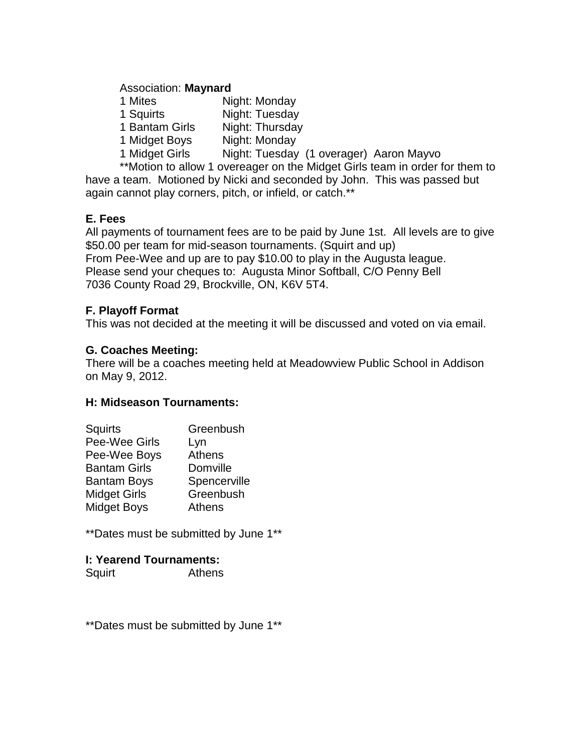Association: **Maynard**

| | |
|---|---|
| 1 Mites | Night: Monday |
| 1 Squirts | Night: Tuesday |
| 1 Bantam Girls | Night: Thursday |
| 1 Midget Boys | Night: Monday |
| 1 Midget Girls | Night: Tuesday (1 overager) Aaron Mayvo |

**Motion to allow 1 overeager on the Midget Girls team in order for them to have a team. Motioned by Nicki and seconded by John. This was passed but again cannot play corners, pitch, or infield, or catch.**

**E. Fees**

All payments of tournament fees are to be paid by June 1st. All levels are to give $50.00 per team for mid-season tournaments. (Squirt and up)
From Pee-Wee and up are to pay $10.00 to play in the Augusta league.
Please send your cheques to: Augusta Minor Softball, C/O Penny Bell
7036 County Road 29, Brockville, ON, K6V 5T4.

**F. Playoff Format**

This was not decided at the meeting it will be discussed and voted on via email.

**G. Coaches Meeting:**

There will be a coaches meeting held at Meadowview Public School in Addison on May 9, 2012.

**H: Midseason Tournaments:**

| | |
|---|---|
| Squirts | Greenbush |
| Pee-Wee Girls | Lyn |
| Pee-Wee Boys | Athens |
| Bantam Girls | Domville |
| Bantam Boys | Spencerville |
| Midget Girls | Greenbush |
| Midget Boys | Athens |

**Dates must be submitted by June 1**

**I: Yearend Tournaments:**

| | |
|---|---|
| Squirt | Athens |

**Dates must be submitted by June 1**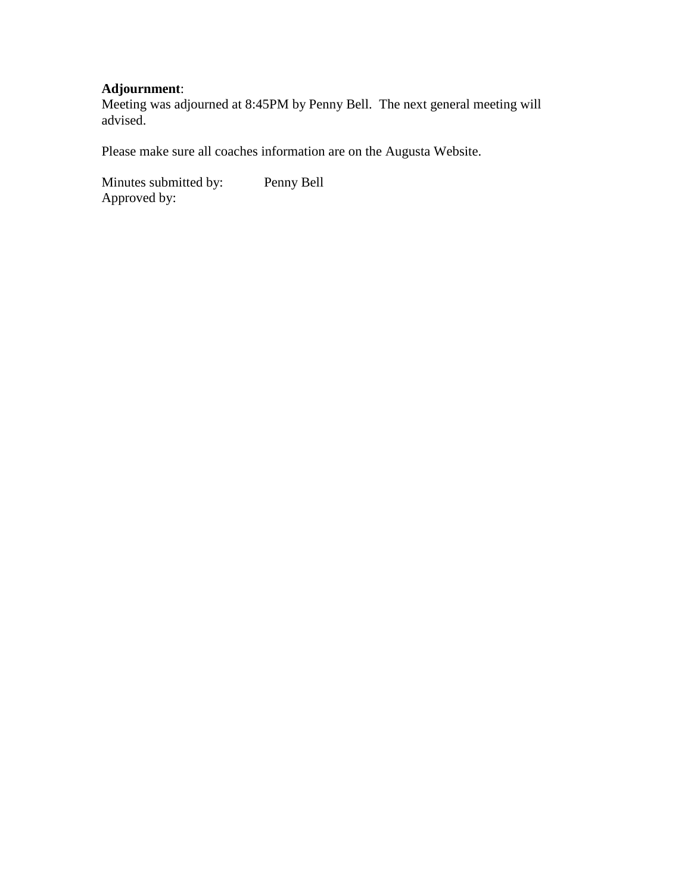**Adjournment**:
Meeting was adjourned at 8:45PM by Penny Bell. The next general meeting will advised.

Please make sure all coaches information are on the Augusta Website.

Minutes submitted by: Penny Bell
Approved by: